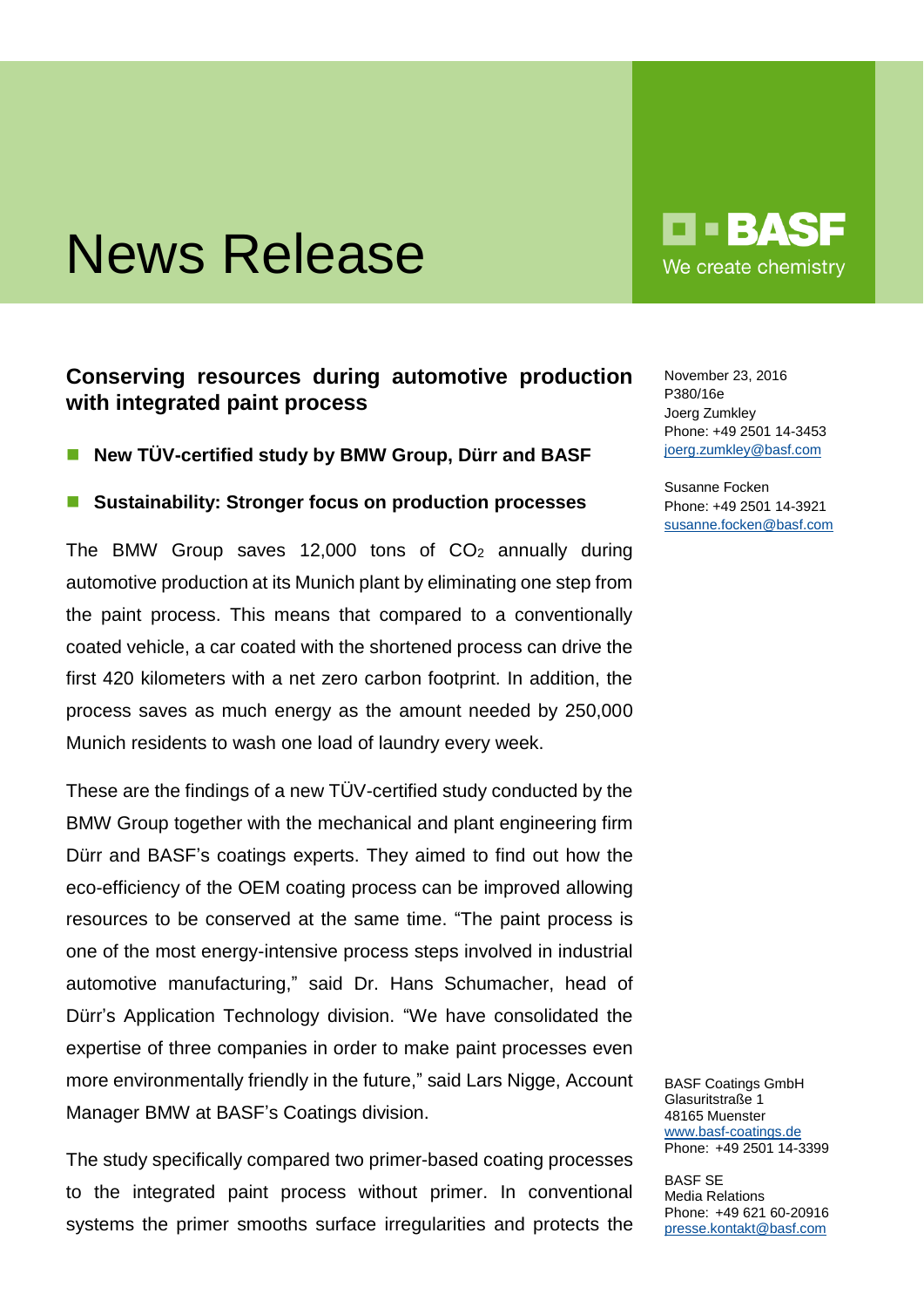# News Release

November 23, 2016
P380/16e
Joerg Zumkley
Phone: +49 2501 14-3453
joerg.zumkley@basf.com

Susanne Focken
Phone: +49 2501 14-3921
susanne.focken@basf.com

## Conserving resources during automotive production with integrated paint process

- **New TÜV-certified study by BMW Group, Dürr and BASF**
- **Sustainability: Stronger focus on production processes**

The BMW Group saves 12,000 tons of $CO_2$ annually during automotive production at its Munich plant by eliminating one step from the paint process. This means that compared to a conventionally coated vehicle, a car coated with the shortened process can drive the first 420 kilometers with a net zero carbon footprint. In addition, the process saves as much energy as the amount needed by 250,000 Munich residents to wash one load of laundry every week.

These are the findings of a new TÜV-certified study conducted by the BMW Group together with the mechanical and plant engineering firm Dürr and BASF's coatings experts. They aimed to find out how the eco-efficiency of the OEM coating process can be improved allowing resources to be conserved at the same time. "The paint process is one of the most energy-intensive process steps involved in industrial automotive manufacturing," said Dr. Hans Schumacher, head of Dürr's Application Technology division. "We have consolidated the expertise of three companies in order to make paint processes even more environmentally friendly in the future," said Lars Nigge, Account Manager BMW at BASF's Coatings division.

The study specifically compared two primer-based coating processes to the integrated paint process without primer. In conventional systems the primer smooths surface irregularities and protects the

BASF Coatings GmbH
Glasuritstraße 1
48165 Muenster
www.basf-coatings.de
Phone: +49 2501 14-3399

BASF SE
Media Relations
Phone: +49 621 60-20916
presse.kontakt@basf.com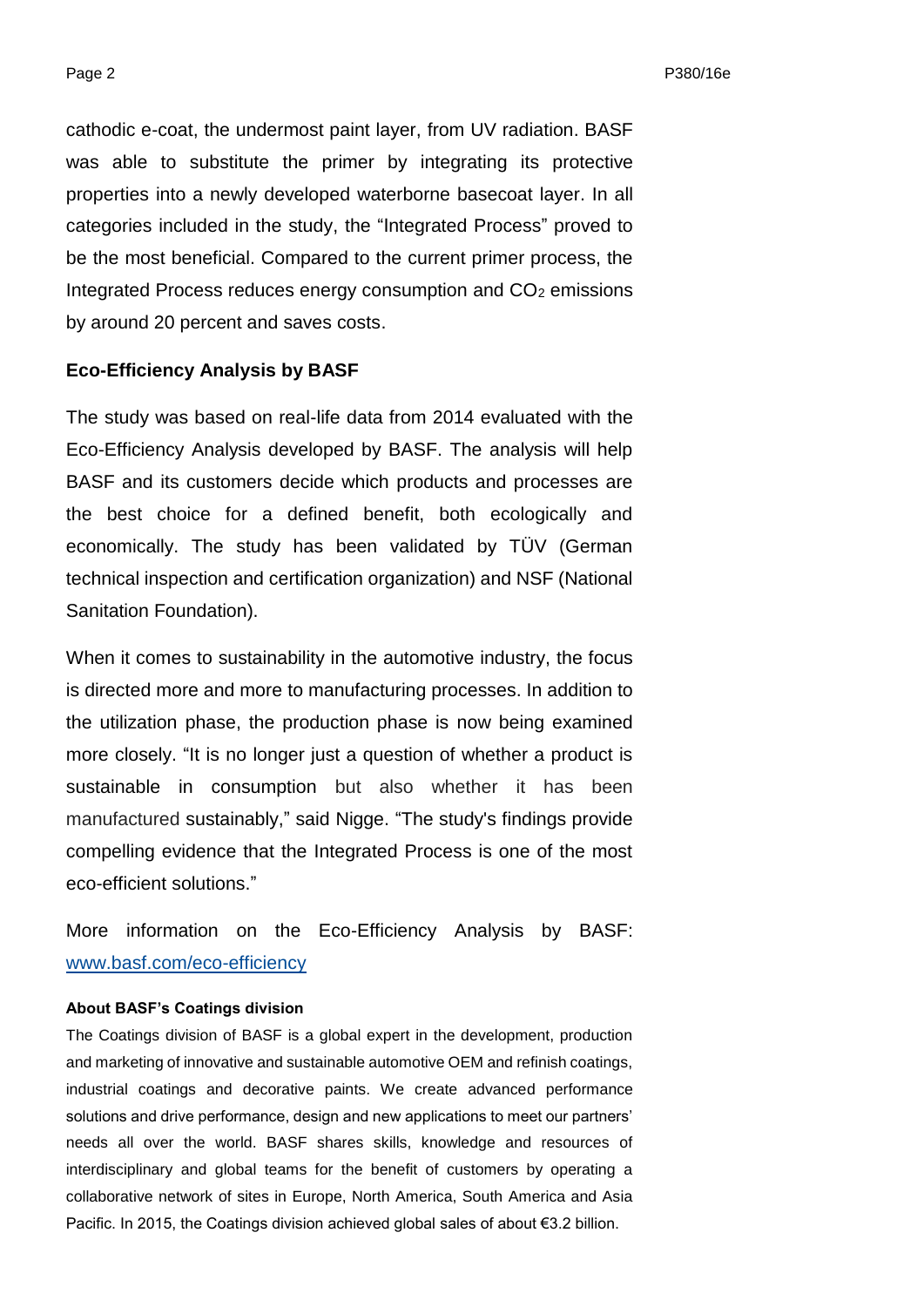cathodic e-coat, the undermost paint layer, from UV radiation. BASF was able to substitute the primer by integrating its protective properties into a newly developed waterborne basecoat layer. In all categories included in the study, the “Integrated Process” proved to be the most beneficial. Compared to the current primer process, the Integrated Process reduces energy consumption and $CO_2$ emissions by around 20 percent and saves costs.

**Eco-Efficiency Analysis by BASF**

The study was based on real-life data from 2014 evaluated with the Eco-Efficiency Analysis developed by BASF. The analysis will help BASF and its customers decide which products and processes are the best choice for a defined benefit, both ecologically and economically. The study has been validated by TÜV (German technical inspection and certification organization) and NSF (National Sanitation Foundation).

When it comes to sustainability in the automotive industry, the focus is directed more and more to manufacturing processes. In addition to the utilization phase, the production phase is now being examined more closely. “It is no longer just a question of whether a product is sustainable in consumption but also whether it has been manufactured sustainably,” said Nigge. “The study's findings provide compelling evidence that the Integrated Process is one of the most eco-efficient solutions.”

More information on the Eco-Efficiency Analysis by BASF: [www.basf.com/eco-efficiency](www.basf.com/eco-efficiency)

**About BASF’s Coatings division**

The Coatings division of BASF is a global expert in the development, production and marketing of innovative and sustainable automotive OEM and refinish coatings, industrial coatings and decorative paints. We create advanced performance solutions and drive performance, design and new applications to meet our partners’ needs all over the world. BASF shares skills, knowledge and resources of interdisciplinary and global teams for the benefit of customers by operating a collaborative network of sites in Europe, North America, South America and Asia Pacific. In 2015, the Coatings division achieved global sales of about €3.2 billion.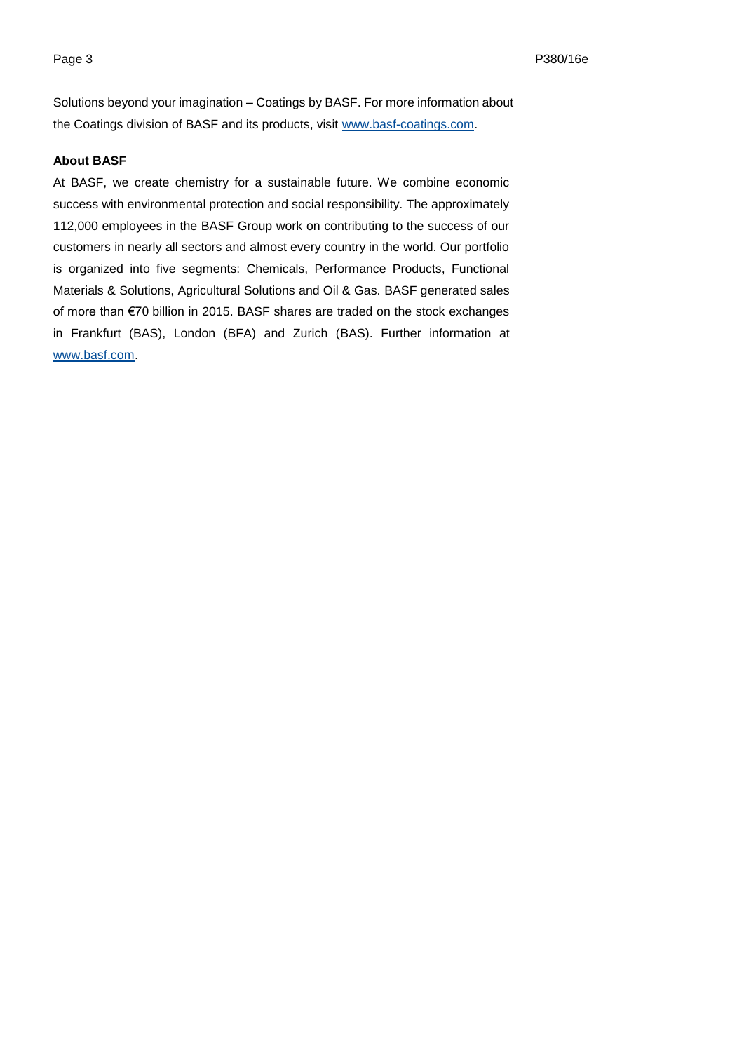Solutions beyond your imagination – Coatings by BASF. For more information about the Coatings division of BASF and its products, visit www.basf-coatings.com.

**About BASF**

At BASF, we create chemistry for a sustainable future. We combine economic success with environmental protection and social responsibility. The approximately 112,000 employees in the BASF Group work on contributing to the success of our customers in nearly all sectors and almost every country in the world. Our portfolio is organized into five segments: Chemicals, Performance Products, Functional Materials & Solutions, Agricultural Solutions and Oil & Gas. BASF generated sales of more than €70 billion in 2015. BASF shares are traded on the stock exchanges in Frankfurt (BAS), London (BFA) and Zurich (BAS). Further information at www.basf.com.